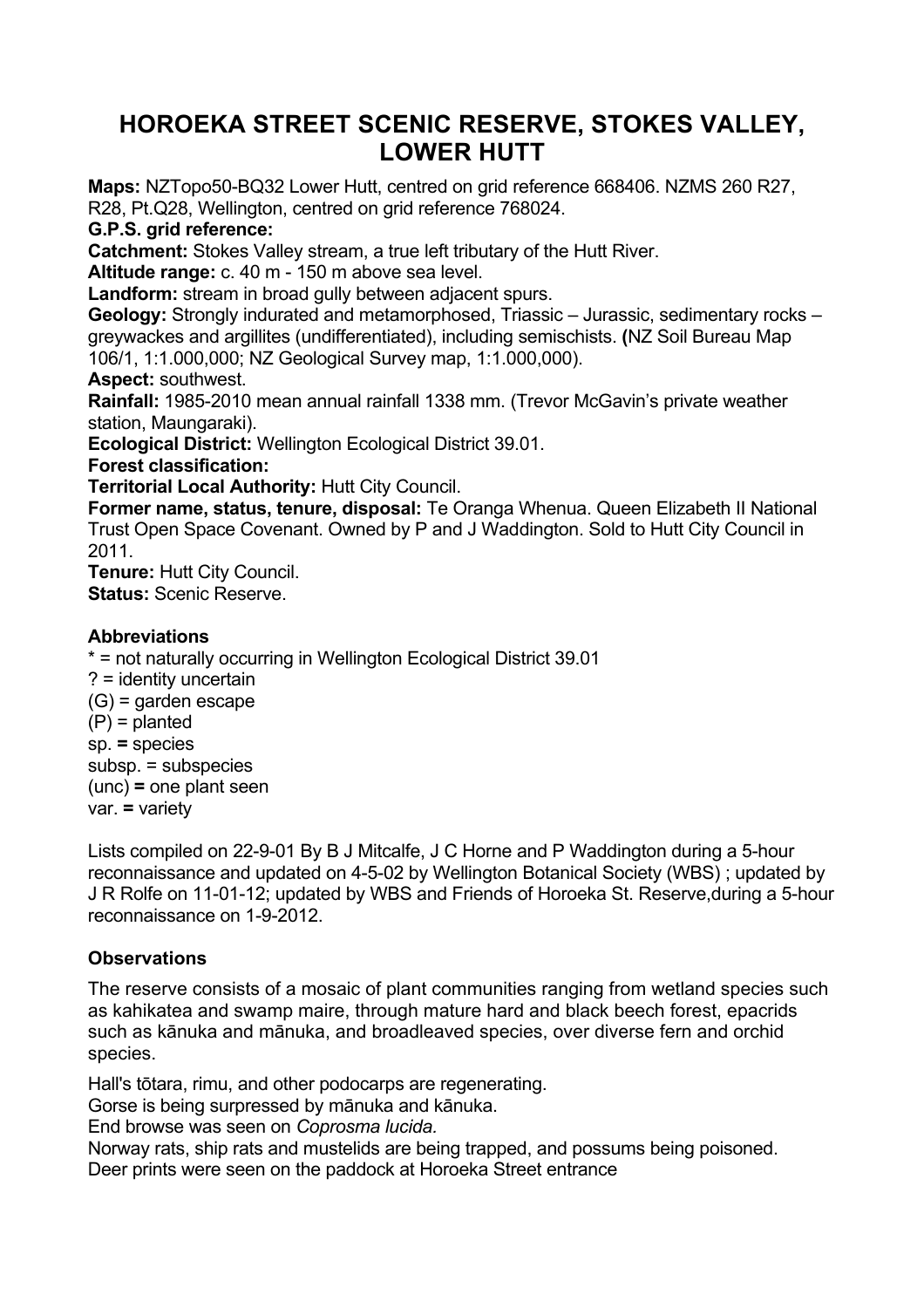# HOROEKA STREET SCENIC RESERVE, STOKES VALLEY, LOWER HUTT

**Maps:** NZTopo50-BQ32 Lower Hutt, centred on grid reference 668406. NZMS 260 R27, R28, Pt.Q28, Wellington, centred on grid reference 768024.

**G.P.S. grid reference:**

**Catchment:** Stokes Valley stream, a true left tributary of the Hutt River.

**Altitude range:** c. 40 m - 150 m above sea level.

**Landform:** stream in broad gully between adjacent spurs.

**Geology:** Strongly indurated and metamorphosed, Triassic – Jurassic, sedimentary rocks – greywackes and argillites (undifferentiated), including semischists. **(**NZ Soil Bureau Map 106/1, 1:1.000,000; NZ Geological Survey map, 1:1.000,000).

**Aspect:** southwest.

**Rainfall:** 1985-2010 mean annual rainfall 1338 mm. (Trevor McGavin's private weather station, Maungaraki).

**Ecological District:** Wellington Ecological District 39.01.

**Forest classification:**

**Territorial Local Authority:** Hutt City Council.

**Former name, status, tenure, disposal:** Te Oranga Whenua. Queen Elizabeth II National Trust Open Space Covenant. Owned by P and J Waddington. Sold to Hutt City Council in 2011.

**Tenure:** Hutt City Council.

**Status:** Scenic Reserve.

### Abbreviations

* = not naturally occurring in Wellington Ecological District 39.01
? = identity uncertain
(G) = garden escape
(P) = planted
sp. **=** species
subsp. = subspecies
(unc) **=** one plant seen
var. **=** variety

Lists compiled on 22-9-01 By B J Mitcalfe, J C Horne and P Waddington during a 5-hour reconnaissance and updated on 4-5-02 by Wellington Botanical Society (WBS) ; updated by J R Rolfe on 11-01-12; updated by WBS and Friends of Horoeka St. Reserve,during a 5-hour reconnaissance on 1-9-2012.

### Observations

The reserve consists of a mosaic of plant communities ranging from wetland species such as kahikatea and swamp maire, through mature hard and black beech forest, epacrids such as kānuka and mānuka, and broadleaved species, over diverse fern and orchid species.

Hall's tōtara, rimu, and other podocarps are regenerating.
Gorse is being surpressed by mānuka and kānuka.
End browse was seen on *Coprosma lucida.*
Norway rats, ship rats and mustelids are being trapped, and possums being poisoned.
Deer prints were seen on the paddock at Horoeka Street entrance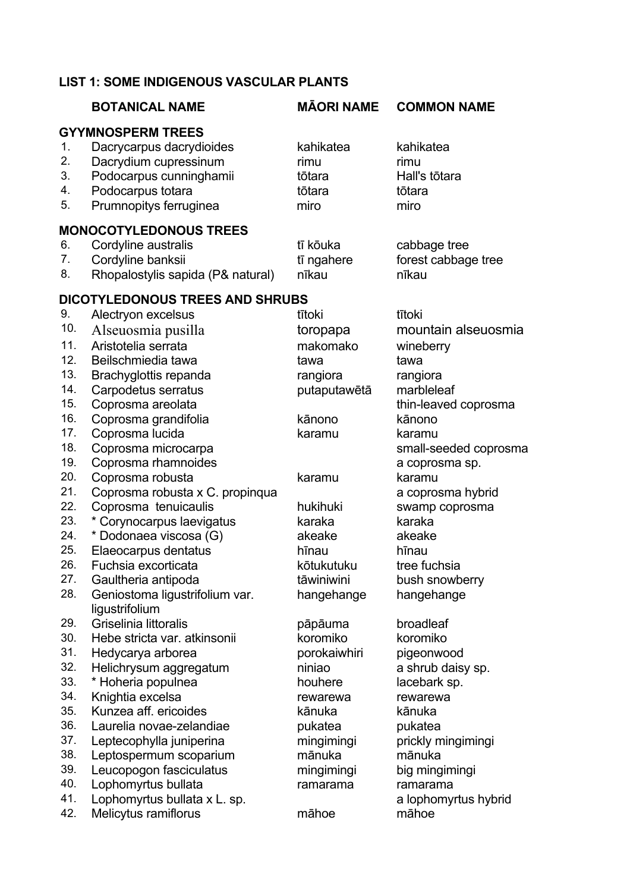## LIST 1: SOME INDIGENOUS VASCULAR PLANTS

| | BOTANICAL NAME | MĀORI NAME | COMMON NAME |
|---|---|---|---|
| **GYYMNOSPERM TREES** | | | |
| 1. | Dacrycarpus dacrydioides | kahikatea | kahikatea |
| 2. | Dacrydium cupressinum | rimu | rimu |
| 3. | Podocarpus cunninghamii | tōtara | Hall's tōtara |
| 4. | Podocarpus totara | tōtara | tōtara |
| 5. | Prumnopitys ferruginea | miro | miro |
| **MONOCOTYLEDONOUS TREES** | | | |
| 6. | Cordyline australis | tī kōuka | cabbage tree |
| 7. | Cordyline banksii | tī ngahere | forest cabbage tree |
| 8. | Rhopalostylis sapida (P& natural) | nīkau | nīkau |
| **DICOTYLEDONOUS TREES AND SHRUBS** | | | |
| 9. | Alectryon excelsus | tītoki | tītoki |
| 10. | Alseuosmia pusilla | toropapa | mountain alseuosmia |
| 11. | Aristotelia serrata | makomako | wineberry |
| 12. | Beilschmiedia tawa | tawa | tawa |
| 13. | Brachyglottis repanda | rangiora | rangiora |
| 14. | Carpodetus serratus | putaputawētā | marbleleaf |
| 15. | Coprosma areolata | | thin-leaved coprosma |
| 16. | Coprosma grandifolia | kānono | kānono |
| 17. | Coprosma lucida | karamu | karamu |
| 18. | Coprosma microcarpa | | small-seeded coprosma |
| 19. | Coprosma rhamnoides | | a coprosma sp. |
| 20. | Coprosma robusta | karamu | karamu |
| 21. | Coprosma robusta x C. propinqua | | a coprosma hybrid |
| 22. | Coprosma tenuicaulis | hukihuki | swamp coprosma |
| 23. | * Corynocarpus laevigatus | karaka | karaka |
| 24. | * Dodonaea viscosa (G) | akeake | akeake |
| 25. | Elaeocarpus dentatus | hīnau | hīnau |
| 26. | Fuchsia excorticata | kōtukutuku | tree fuchsia |
| 27. | Gaultheria antipoda | tāwiniwini | bush snowberry |
| 28. | Geniostoma ligustrifolium var. ligustrifolium | hangehange | hangehange |
| 29. | Griselinia littoralis | pāpāuma | broadleaf |
| 30. | Hebe stricta var. atkinsonii | koromiko | koromiko |
| 31. | Hedycarya arborea | porokaiwhiri | pigeonwood |
| 32. | Helichrysum aggregatum | niniao | a shrub daisy sp. |
| 33. | * Hoheria populnea | houhere | lacebark sp. |
| 34. | Knightia excelsa | rewarewa | rewarewa |
| 35. | Kunzea aff. ericoides | kānuka | kānuka |
| 36. | Laurelia novae-zelandiae | pukatea | pukatea |
| 37. | Leptecophylla juniperina | mingimingi | prickly mingimingi |
| 38. | Leptospermum scoparium | mānuka | mānuka |
| 39. | Leucopogon fasciculatus | mingimingi | big mingimingi |
| 40. | Lophomyrtus bullata | ramarama | ramarama |
| 41. | Lophomyrtus bullata x L. sp. | | a lophomyrtus hybrid |
| 42. | Melicytus ramiflorus | māhoe | māhoe |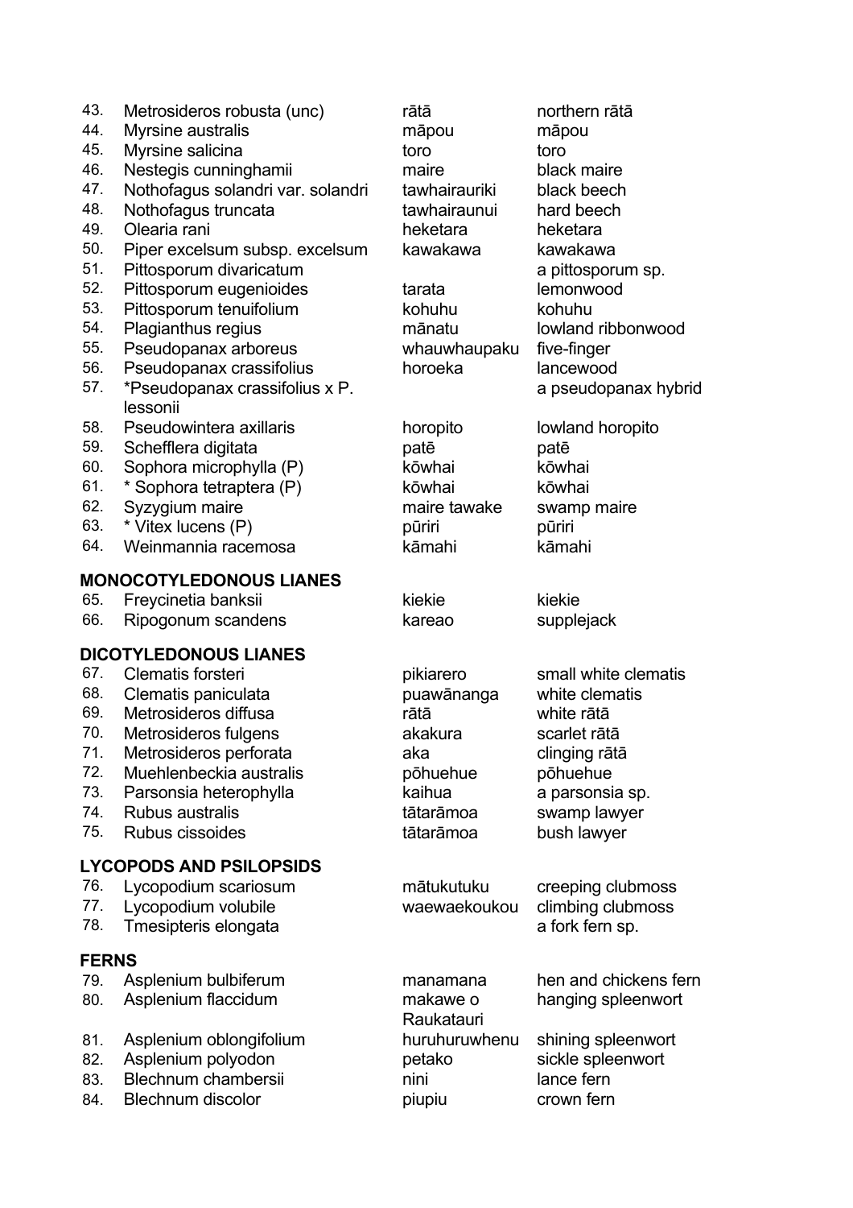| No. | Scientific name | Māori name | Common name |
|---|---|---|---|
| 43. | Metrosideros robusta (unc) | rātā | northern rātā |
| 44. | Myrsine australis | māpou | māpou |
| 45. | Myrsine salicina | toro | toro |
| 46. | Nestegis cunninghamii | maire | black maire |
| 47. | Nothofagus solandri var. solandri | tawhairauriki | black beech |
| 48. | Nothofagus truncata | tawhairaunui | hard beech |
| 49. | Olearia rani | heketara | heketara |
| 50. | Piper excelsum subsp. excelsum | kawakawa | kawakawa |
| 51. | Pittosporum divaricatum | | a pittosporum sp. |
| 52. | Pittosporum eugenioides | tarata | lemonwood |
| 53. | Pittosporum tenuifolium | kohuhu | kohuhu |
| 54. | Plagianthus regius | mānatu | lowland ribbonwood |
| 55. | Pseudopanax arboreus | whauwhaupaku | five-finger |
| 56. | Pseudopanax crassifolius | horoeka | lancewood |
| 57. | *Pseudopanax crassifolius x P. lessonii | | a pseudopanax hybrid |
| 58. | Pseudowintera axillaris | horopito | lowland horopito |
| 59. | Schefflera digitata | patē | patē |
| 60. | Sophora microphylla (P) | kōwhai | kōwhai |
| 61. | * Sophora tetraptera (P) | kōwhai | kōwhai |
| 62. | Syzygium maire | maire tawake | swamp maire |
| 63. | * Vitex lucens (P) | pūriri | pūriri |
| 64. | Weinmannia racemosa | kāmahi | kāmahi |

**MONOCOTYLEDONOUS LIANES**

| No. | Scientific name | Māori name | Common name |
|---|---|---|---|
| 65. | Freycinetia banksii | kiekie | kiekie |
| 66. | Ripogonum scandens | kareao | supplejack |

**DICOTYLEDONOUS LIANES**

| No. | Scientific name | Māori name | Common name |
|---|---|---|---|
| 67. | Clematis forsteri | pikiarero | small white clematis |
| 68. | Clematis paniculata | puawānanga | white clematis |
| 69. | Metrosideros diffusa | rātā | white rātā |
| 70. | Metrosideros fulgens | akakura | scarlet rātā |
| 71. | Metrosideros perforata | aka | clinging rātā |
| 72. | Muehlenbeckia australis | pōhuehue | pōhuehue |
| 73. | Parsonsia heterophylla | kaihua | a parsonsia sp. |
| 74. | Rubus australis | tātarāmoa | swamp lawyer |
| 75. | Rubus cissoides | tātarāmoa | bush lawyer |

**LYCOPODS AND PSILOPSIDS**

| No. | Scientific name | Māori name | Common name |
|---|---|---|---|
| 76. | Lycopodium scariosum | mātukutuku | creeping clubmoss |
| 77. | Lycopodium volubile | waewaekoukou | climbing clubmoss |
| 78. | Tmesipteris elongata | | a fork fern sp. |

**FERNS**

| No. | Scientific name | Māori name | Common name |
|---|---|---|---|
| 79. | Asplenium bulbiferum | manamana | hen and chickens fern |
| 80. | Asplenium flaccidum | makawe o Raukatauri | hanging spleenwort |
| 81. | Asplenium oblongifolium | huruhuruwhenu | shining spleenwort |
| 82. | Asplenium polyodon | petako | sickle spleenwort |
| 83. | Blechnum chambersii | nini | lance fern |
| 84. | Blechnum discolor | piupiu | crown fern |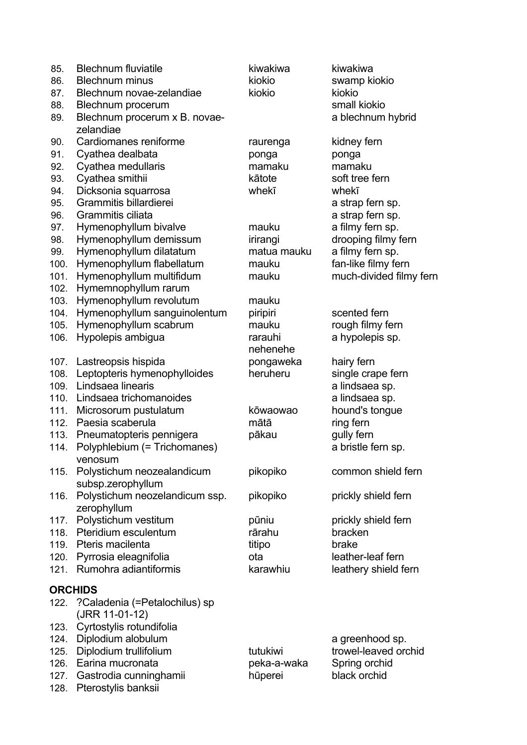| | | | |
|---|---|---|---|
| 85. | Blechnum fluviatile | kiwakiwa | kiwakiwa |
| 86. | Blechnum minus | kiokio | swamp kiokio |
| 87. | Blechnum novae-zelandiae | kiokio | kiokio |
| 88. | Blechnum procerum | | small kiokio |
| 89. | Blechnum procerum x B. novae-zelandiae | | a blechnum hybrid |
| 90. | Cardiomanes reniforme | raurenga | kidney fern |
| 91. | Cyathea dealbata | ponga | ponga |
| 92. | Cyathea medullaris | mamaku | mamaku |
| 93. | Cyathea smithii | kātote | soft tree fern |
| 94. | Dicksonia squarrosa | whekī | whekī |
| 95. | Grammitis billardierei | | a strap fern sp. |
| 96. | Grammitis ciliata | | a strap fern sp. |
| 97. | Hymenophyllum bivalve | mauku | a filmy fern sp. |
| 98. | Hymenophyllum demissum | irirangi | drooping filmy fern |
| 99. | Hymenophyllum dilatatum | matua mauku | a filmy fern sp. |
| 100. | Hymenophyllum flabellatum | mauku | fan-like filmy fern |
| 101. | Hymenophyllum multifidum | mauku | much-divided filmy fern |
| 102. | Hymemnophyllum rarum | | |
| 103. | Hymenophyllum revolutum | mauku | |
| 104. | Hymenophyllum sanguinolentum | piripiri | scented fern |
| 105. | Hymenophyllum scabrum | mauku | rough filmy fern |
| 106. | Hypolepis ambigua | rarauhi nehenehe | a hypolepis sp. |
| 107. | Lastreopsis hispida | pongaweka | hairy fern |
| 108. | Leptopteris hymenophylloides | heruheru | single crape fern |
| 109. | Lindsaea linearis | | a lindsaea sp. |
| 110. | Lindsaea trichomanoides | | a lindsaea sp. |
| 111. | Microsorum pustulatum | kōwaowao | hound's tongue |
| 112. | Paesia scaberula | mātā | ring fern |
| 113. | Pneumatopteris pennigera | pākau | gully fern |
| 114. | Polyphlebium (= Trichomanes) venosum | | a bristle fern sp. |
| 115. | Polystichum neozealandicum subsp.zerophyllum | pikopiko | common shield fern |
| 116. | Polystichum neozelandicum ssp. zerophyllum | pikopiko | prickly shield fern |
| 117. | Polystichum vestitum | pūniu | prickly shield fern |
| 118. | Pteridium esculentum | rārahu | bracken |
| 119. | Pteris macilenta | titipo | brake |
| 120. | Pyrrosia eleagnifolia | ota | leather-leaf fern |
| 121. | Rumohra adiantiformis | karawhiu | leathery shield fern |

**ORCHIDS**

| | | | |
|---|---|---|---|
| 122. | ?Caladenia (=Petalochilus) sp (JRR 11-01-12) | | |
| 123. | Cyrtostylis rotundifolia | | |
| 124. | Diplodium alobulum | | a greenhood sp. |
| 125. | Diplodium trullifolium | tutukiwi | trowel-leaved orchid |
| 126. | Earina mucronata | peka-a-waka | Spring orchid |
| 127. | Gastrodia cunninghamii | hūperei | black orchid |
| 128. | Pterostylis banksii | | |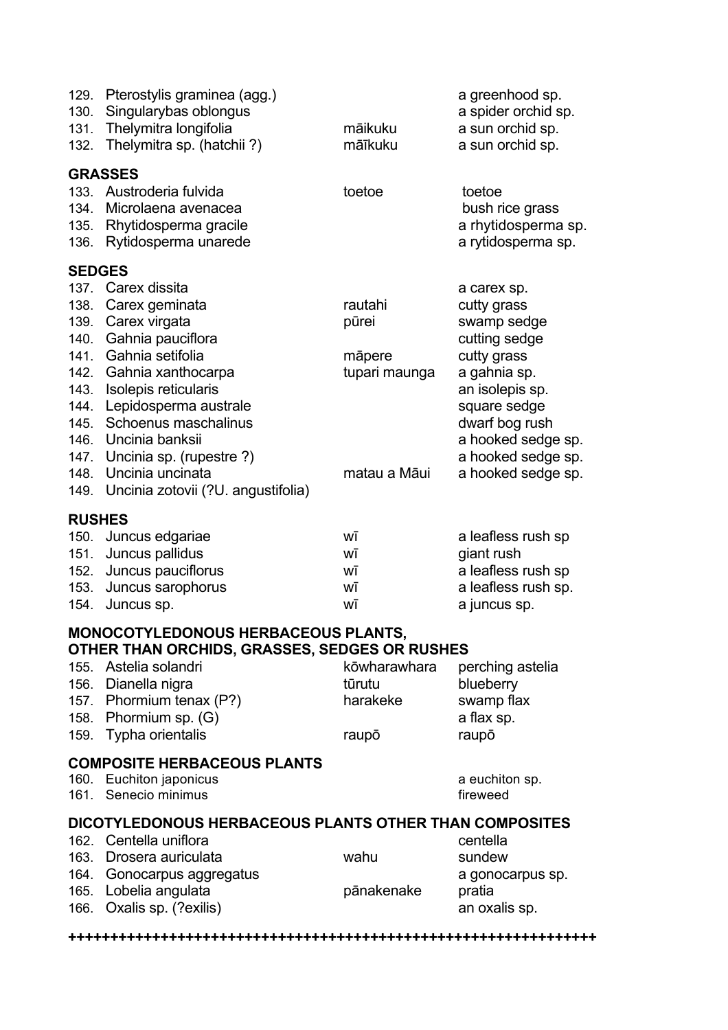| | | |
|---|---|---|
| 129. Pterostylis graminea (agg.) | | a greenhood sp. |
| 130. Singularybas oblongus | | a spider orchid sp. |
| 131. Thelymitra longifolia | māikuku | a sun orchid sp. |
| 132. Thelymitra sp. (hatchii ?) | māīkuku | a sun orchid sp. |

**GRASSES**

| | | |
|---|---|---|
| 133. Austroderia fulvida | toetoe | toetoe |
| 134. Microlaena avenacea | | bush rice grass |
| 135. Rhytidosperma gracile | | a rhytidosperma sp. |
| 136. Rytidosperma unarede | | a rytidosperma sp. |

**SEDGES**

| | | |
|---|---|---|
| 137. Carex dissita | | a carex sp. |
| 138. Carex geminata | rautahi | cutty grass |
| 139. Carex virgata | pūrei | swamp sedge |
| 140. Gahnia pauciflora | | cutting sedge |
| 141. Gahnia setifolia | māpere | cutty grass |
| 142. Gahnia xanthocarpa | tupari maunga | a gahnia sp. |
| 143. Isolepis reticularis | | an isolepis sp. |
| 144. Lepidosperma australe | | square sedge |
| 145. Schoenus maschalinus | | dwarf bog rush |
| 146. Uncinia banksii | | a hooked sedge sp. |
| 147. Uncinia sp. (rupestre ?) | | a hooked sedge sp. |
| 148. Uncinia uncinata | matau a Māui | a hooked sedge sp. |
| 149. Uncinia zotovii (?U. angustifolia) | | |

**RUSHES**

| | | |
|---|---|---|
| 150. Juncus edgariae | wī | a leafless rush sp |
| 151. Juncus pallidus | wī | giant rush |
| 152. Juncus pauciflorus | wī | a leafless rush sp |
| 153. Juncus sarophorus | wī | a leafless rush sp. |
| 154. Juncus sp. | wī | a juncus sp. |

**MONOCOTYLEDONOUS HERBACEOUS PLANTS, OTHER THAN ORCHIDS, GRASSES, SEDGES OR RUSHES**

| | | |
|---|---|---|
| 155. Astelia solandri | kōwharawhara | perching astelia |
| 156. Dianella nigra | tūrutu | blueberry |
| 157. Phormium tenax (P?) | harakeke | swamp flax |
| 158. Phormium sp. (G) | | a flax sp. |
| 159. Typha orientalis | raupō | raupō |

**COMPOSITE HERBACEOUS PLANTS**

| | | |
|---|---|---|
| 160. Euchiton japonicus | | a euchiton sp. |
| 161. Senecio minimus | | fireweed |

**DICOTYLEDONOUS HERBACEOUS PLANTS OTHER THAN COMPOSITES**

| | | |
|---|---|---|
| 162. Centella uniflora | | centella |
| 163. Drosera auriculata | wahu | sundew |
| 164. Gonocarpus aggregatus | | a gonocarpus sp. |
| 165. Lobelia angulata | pānakenake | pratia |
| 166. Oxalis sp. (?exilis) | | an oxalis sp. |

**++++++++++++++++++++++++++++++++++++++++++++++++++++++++++++++++**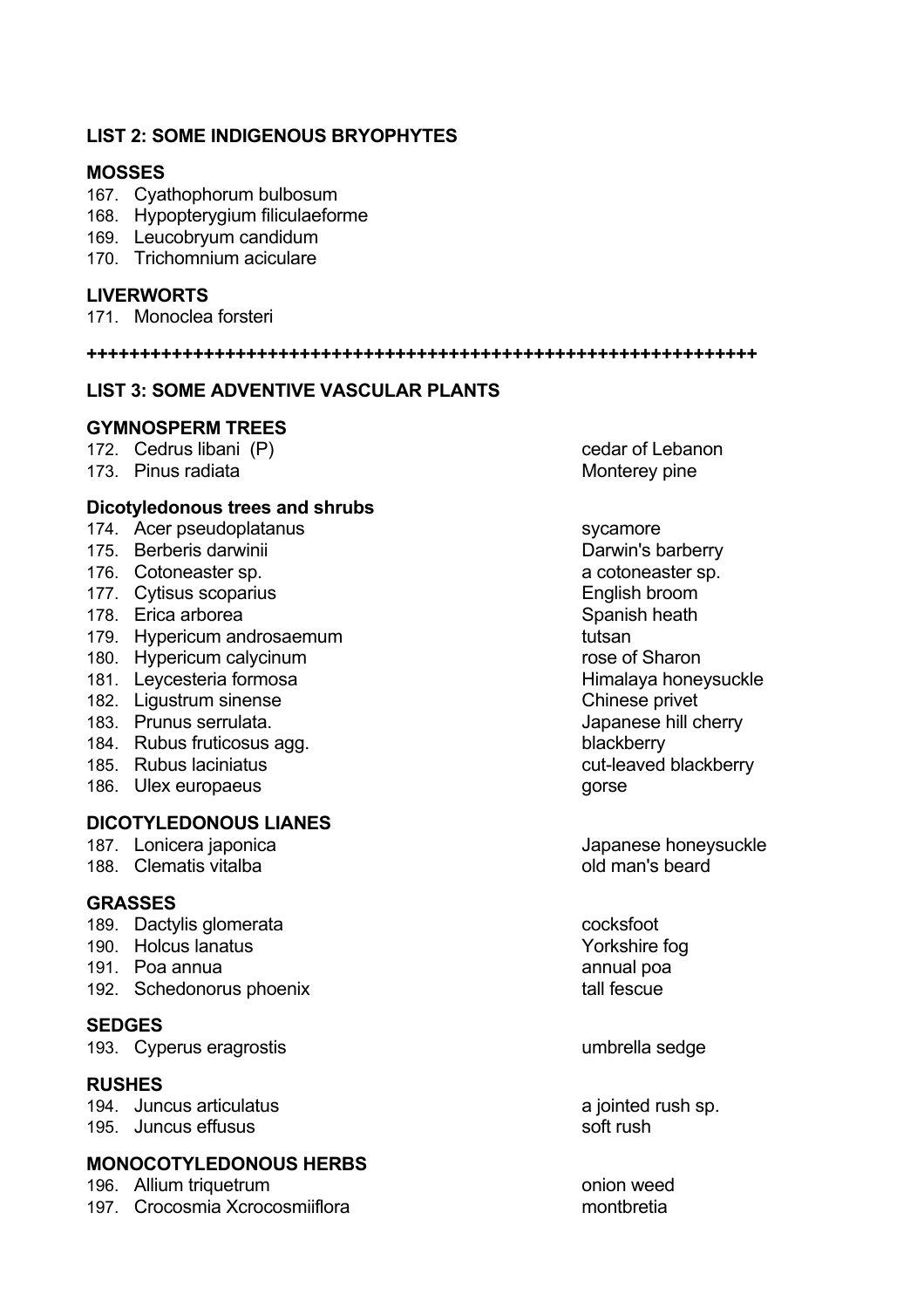**LIST 2: SOME INDIGENOUS BRYOPHYTES**

**MOSSES**

167. Cyathophorum bulbosum
168. Hypopterygium filiculaeforme
169. Leucobryum candidum
170. Trichomnium aciculare

**LIVERWORTS**

171. Monoclea forsteri

+++++++++++++++++++++++++++++++++++++++++++++++++++++++++++++++++++

**LIST 3: SOME ADVENTIVE VASCULAR PLANTS**

**GYMNOSPERM TREES**

| | |
|---|---|
| 172. Cedrus libani (P) | cedar of Lebanon |
| 173. Pinus radiata | Monterey pine |

**Dicotyledonous trees and shrubs**

| | |
|---|---|
| 174. Acer pseudoplatanus | sycamore |
| 175. Berberis darwinii | Darwin's barberry |
| 176. Cotoneaster sp. | a cotoneaster sp. |
| 177. Cytisus scoparius | English broom |
| 178. Erica arborea | Spanish heath |
| 179. Hypericum androsaemum | tutsan |
| 180. Hypericum calycinum | rose of Sharon |
| 181. Leycesteria formosa | Himalaya honeysuckle |
| 182. Ligustrum sinense | Chinese privet |
| 183. Prunus serrulata. | Japanese hill cherry |
| 184. Rubus fruticosus agg. | blackberry |
| 185. Rubus laciniatus | cut-leaved blackberry |
| 186. Ulex europaeus | gorse |

**DICOTYLEDONOUS LIANES**

| | |
|---|---|
| 187. Lonicera japonica | Japanese honeysuckle |
| 188. Clematis vitalba | old man's beard |

**GRASSES**

| | |
|---|---|
| 189. Dactylis glomerata | cocksfoot |
| 190. Holcus lanatus | Yorkshire fog |
| 191. Poa annua | annual poa |
| 192. Schedonorus phoenix | tall fescue |

**SEDGES**

| | |
|---|---|
| 193. Cyperus eragrostis | umbrella sedge |

**RUSHES**

| | |
|---|---|
| 194. Juncus articulatus | a jointed rush sp. |
| 195. Juncus effusus | soft rush |

**MONOCOTYLEDONOUS HERBS**

| | |
|---|---|
| 196. Allium triquetrum | onion weed |
| 197. Crocosmia Xcrocosmiiflora | montbretia |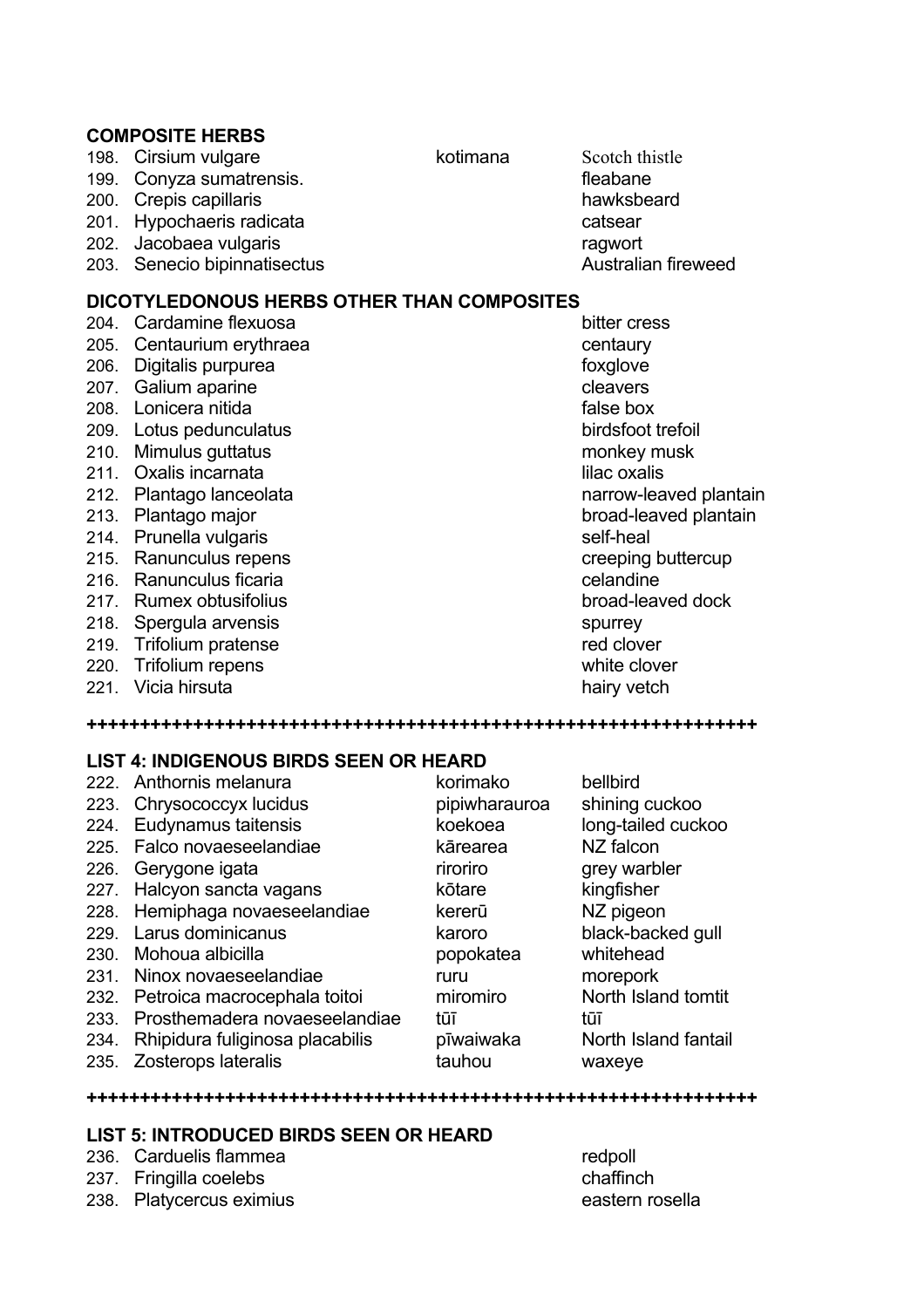**COMPOSITE HERBS**

| No. | Scientific name | Māori name | Common name |
|---|---|---|---|
| 198. | Cirsium vulgare | kotimana | Scotch thistle |
| 199. | Conyza sumatrensis. | | fleabane |
| 200. | Crepis capillaris | | hawksbeard |
| 201. | Hypochaeris radicata | | catsear |
| 202. | Jacobaea vulgaris | | ragwort |
| 203. | Senecio bipinnatisectus | | Australian fireweed |

**DICOTYLEDONOUS HERBS OTHER THAN COMPOSITES**

| No. | Scientific name | Māori name | Common name |
|---|---|---|---|
| 204. | Cardamine flexuosa | | bitter cress |
| 205. | Centaurium erythraea | | centaury |
| 206. | Digitalis purpurea | | foxglove |
| 207. | Galium aparine | | cleavers |
| 208. | Lonicera nitida | | false box |
| 209. | Lotus pedunculatus | | birdsfoot trefoil |
| 210. | Mimulus guttatus | | monkey musk |
| 211. | Oxalis incarnata | | lilac oxalis |
| 212. | Plantago lanceolata | | narrow-leaved plantain |
| 213. | Plantago major | | broad-leaved plantain |
| 214. | Prunella vulgaris | | self-heal |
| 215. | Ranunculus repens | | creeping buttercup |
| 216. | Ranunculus ficaria | | celandine |
| 217. | Rumex obtusifolius | | broad-leaved dock |
| 218. | Spergula arvensis | | spurrey |
| 219. | Trifolium pratense | | red clover |
| 220. | Trifolium repens | | white clover |
| 221. | Vicia hirsuta | | hairy vetch |

++++++++++++++++++++++++++++++++++++++++++++++++++++++++++++++++

**LIST 4: INDIGENOUS BIRDS SEEN OR HEARD**

| No. | Scientific name | Māori name | Common name |
|---|---|---|---|
| 222. | Anthornis melanura | korimako | bellbird |
| 223. | Chrysococcyx lucidus | pipiwharauroa | shining cuckoo |
| 224. | Eudynamus taitensis | koekoea | long-tailed cuckoo |
| 225. | Falco novaeseelandiae | kārearea | NZ falcon |
| 226. | Gerygone igata | riroriro | grey warbler |
| 227. | Halcyon sancta vagans | kōtare | kingfisher |
| 228. | Hemiphaga novaeseelandiae | kererū | NZ pigeon |
| 229. | Larus dominicanus | karoro | black-backed gull |
| 230. | Mohoua albicilla | popokatea | whitehead |
| 231. | Ninox novaeseelandiae | ruru | morepork |
| 232. | Petroica macrocephala toitoi | miromiro | North Island tomtit |
| 233. | Prosthemadera novaeseelandiae | tūī | tūī |
| 234. | Rhipidura fuliginosa placabilis | pīwaiwaka | North Island fantail |
| 235. | Zosterops lateralis | tauhou | waxeye |

++++++++++++++++++++++++++++++++++++++++++++++++++++++++++++++++

**LIST 5: INTRODUCED BIRDS SEEN OR HEARD**

| No. | Scientific name | Māori name | Common name |
|---|---|---|---|
| 236. | Carduelis flammea | | redpoll |
| 237. | Fringilla coelebs | | chaffinch |
| 238. | Platycercus eximius | | eastern rosella |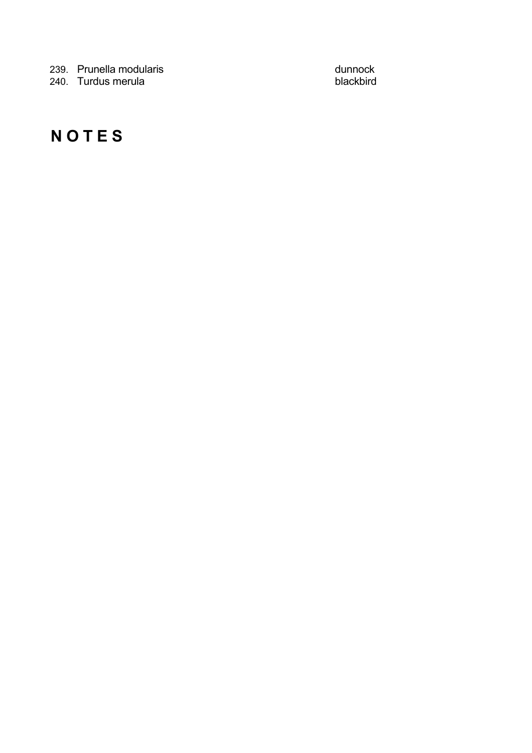239. Prunella modularis dunnock
240. Turdus merula blackbird

# N O T E S